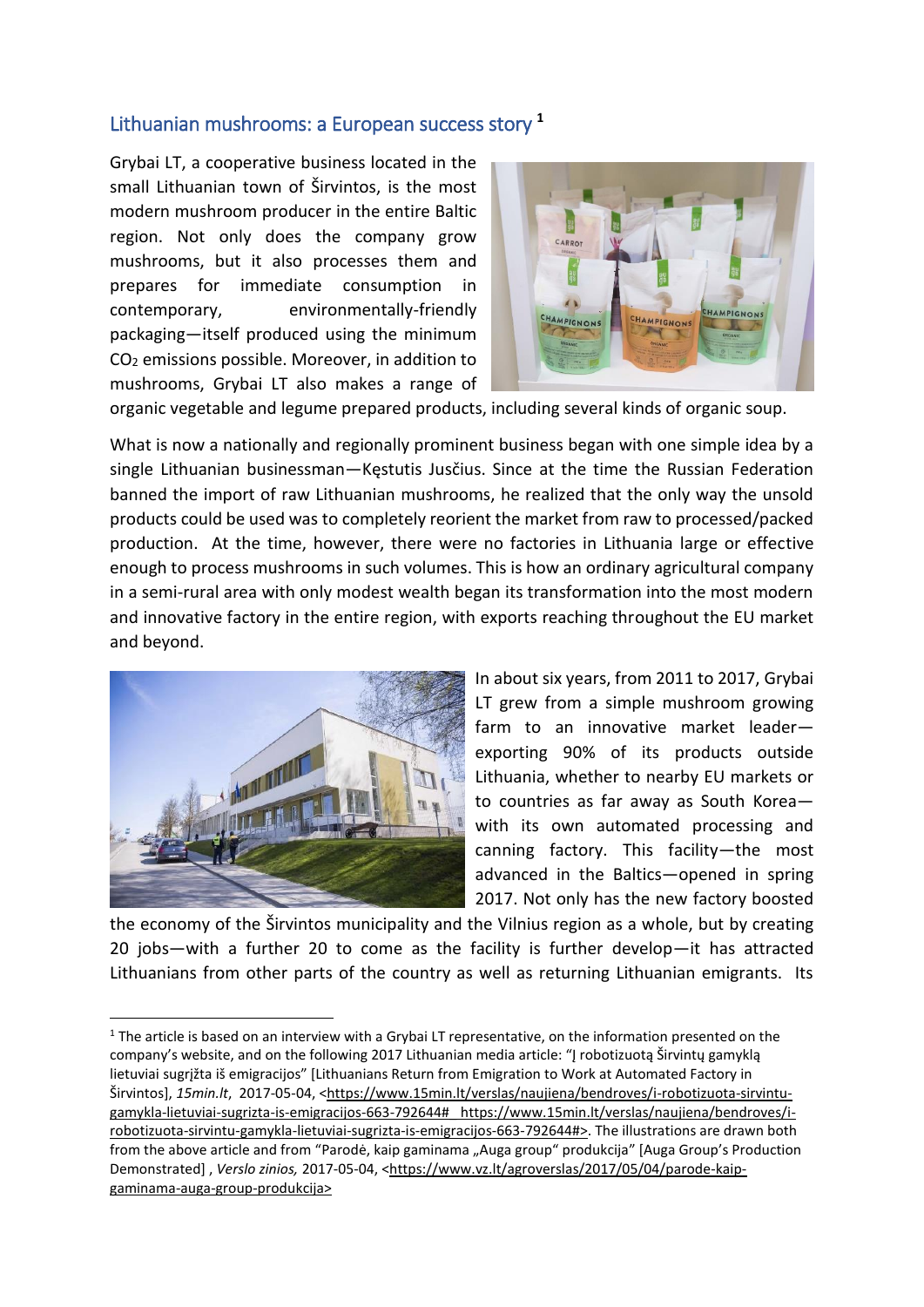## Lithuanian mushrooms: a European success story [1]

Grybai LT, a cooperative business located in the small Lithuanian town of Širvintos, is the most modern mushroom producer in the entire Baltic region. Not only does the company grow mushrooms, but it also processes them and prepares for immediate consumption in contemporary, environmentally-friendly packaging—itself produced using the minimum $CO_2$ emissions possible. Moreover, in addition to mushrooms, Grybai LT also makes a range of organic vegetable and legume prepared products, including several kinds of organic soup.

What is now a nationally and regionally prominent business began with one simple idea by a single Lithuanian businessman—Kęstutis Juščius. Since at the time the Russian Federation banned the import of raw Lithuanian mushrooms, he realized that the only way the unsold products could be used was to completely reorient the market from raw to processed/packed production. At the time, however, there were no factories in Lithuania large or effective enough to process mushrooms in such volumes. This is how an ordinary agricultural company in a semi-rural area with only modest wealth began its transformation into the most modern and innovative factory in the entire region, with exports reaching throughout the EU market and beyond.

In about six years, from 2011 to 2017, Grybai LT grew from a simple mushroom growing farm to an innovative market leader—exporting 90% of its products outside Lithuania, whether to nearby EU markets or to countries as far away as South Korea—with its own automated processing and canning factory. This facility—the most advanced in the Baltics—opened in spring 2017. Not only has the new factory boosted the economy of the Širvintos municipality and the Vilnius region as a whole, but by creating 20 jobs—with a further 20 to come as the facility is further develop—it has attracted Lithuanians from other parts of the country as well as returning Lithuanian emigrants. Its

[1] The article is based on an interview with a Grybai LT representative, on the information presented on the company's website, and on the following 2017 Lithuanian media article: "Į robotizuotą Širvintų gamyklą lietuviai sugrįžta iš emigracijos" [Lithuanians Return from Emigration to Work at Automated Factory in Širvintos], *15min.lt*, 2017-05-04, <https://www.15min.lt/verslas/naujiena/bendroves/i-robotizuota-sirvintu-gamykla-lietuviai-sugrizta-is-emigracijos-663-792644# https://www.15min.lt/verslas/naujiena/bendroves/i-robotizuota-sirvintu-gamykla-lietuviai-sugrizta-is-emigracijos-663-792644#>. The illustrations are drawn both from the above article and from "Parodė, kaip gaminama „Auga group" produkcija" [Auga Group's Production Demonstrated] , *Verslo zinios,* 2017-05-04, <https://www.vz.lt/agroverslas/2017/05/04/parode-kaip-gaminama-auga-group-produkcija>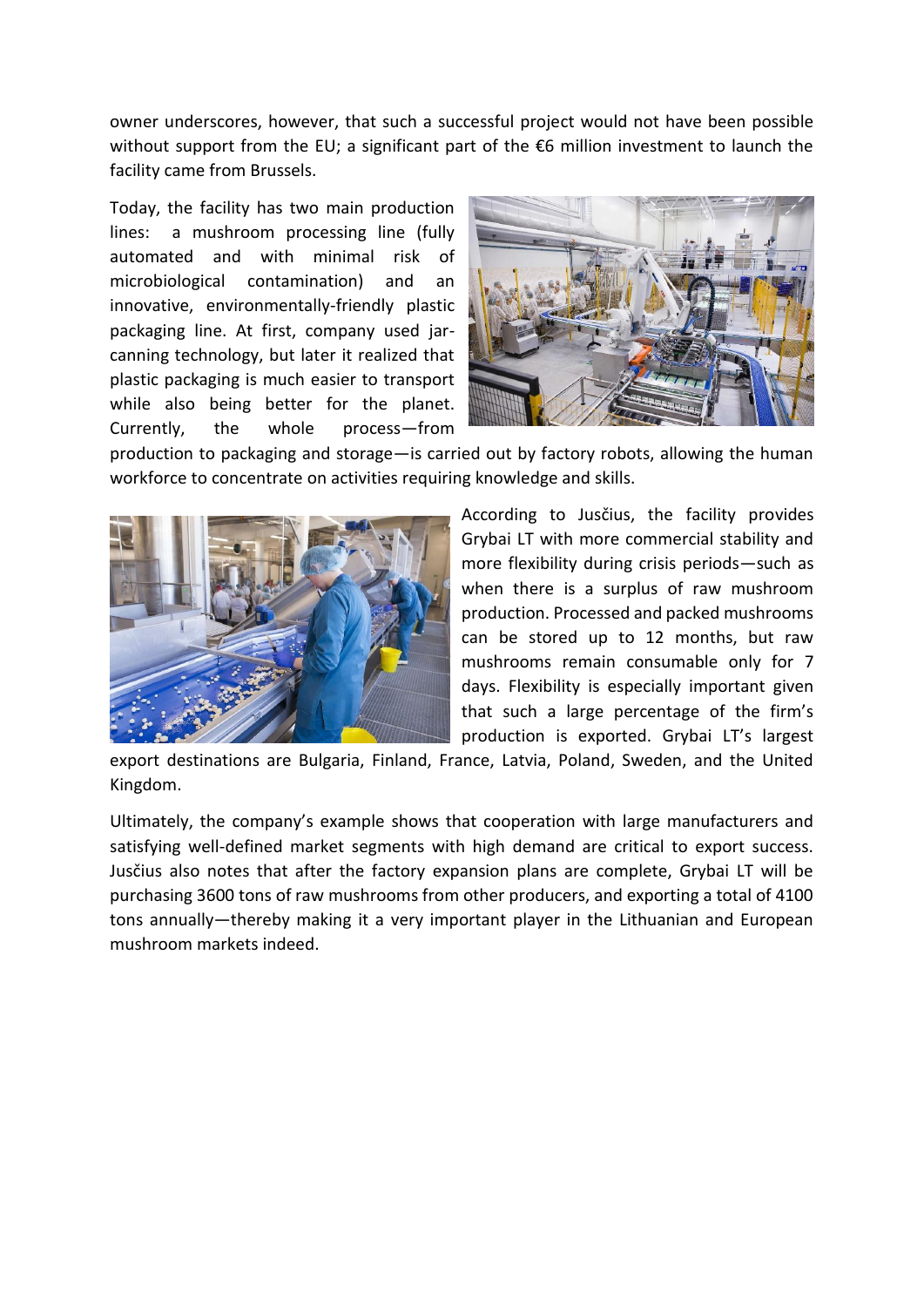owner underscores, however, that such a successful project would not have been possible without support from the EU; a significant part of the €6 million investment to launch the facility came from Brussels.

Today, the facility has two main production lines: a mushroom processing line (fully automated and with minimal risk of microbiological contamination) and an innovative, environmentally-friendly plastic packaging line. At first, company used jar-canning technology, but later it realized that plastic packaging is much easier to transport while also being better for the planet. Currently, the whole process—from production to packaging and storage—is carried out by factory robots, allowing the human workforce to concentrate on activities requiring knowledge and skills.

According to Juscius, the facility provides Grybai LT with more commercial stability and more flexibility during crisis periods—such as when there is a surplus of raw mushroom production. Processed and packed mushrooms can be stored up to 12 months, but raw mushrooms remain consumable only for 7 days. Flexibility is especially important given that such a large percentage of the firm's production is exported. Grybai LT's largest export destinations are Bulgaria, Finland, France, Latvia, Poland, Sweden, and the United Kingdom.

Ultimately, the company's example shows that cooperation with large manufacturers and satisfying well-defined market segments with high demand are critical to export success. Juscius also notes that after the factory expansion plans are complete, Grybai LT will be purchasing 3600 tons of raw mushrooms from other producers, and exporting a total of 4100 tons annually—thereby making it a very important player in the Lithuanian and European mushroom markets indeed.